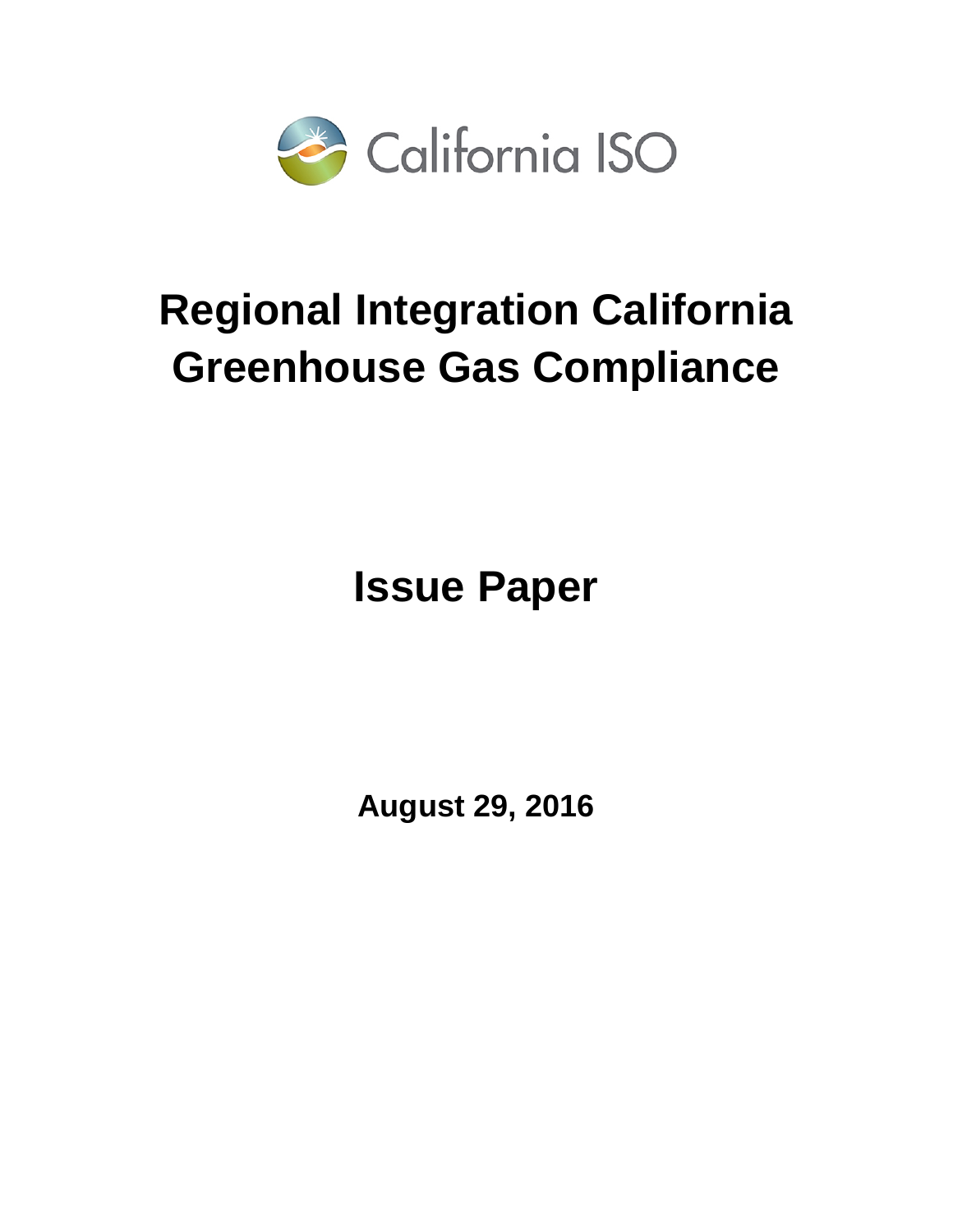California ISO

# Regional Integration California Greenhouse Gas Compliance

## Issue Paper

**August 29, 2016**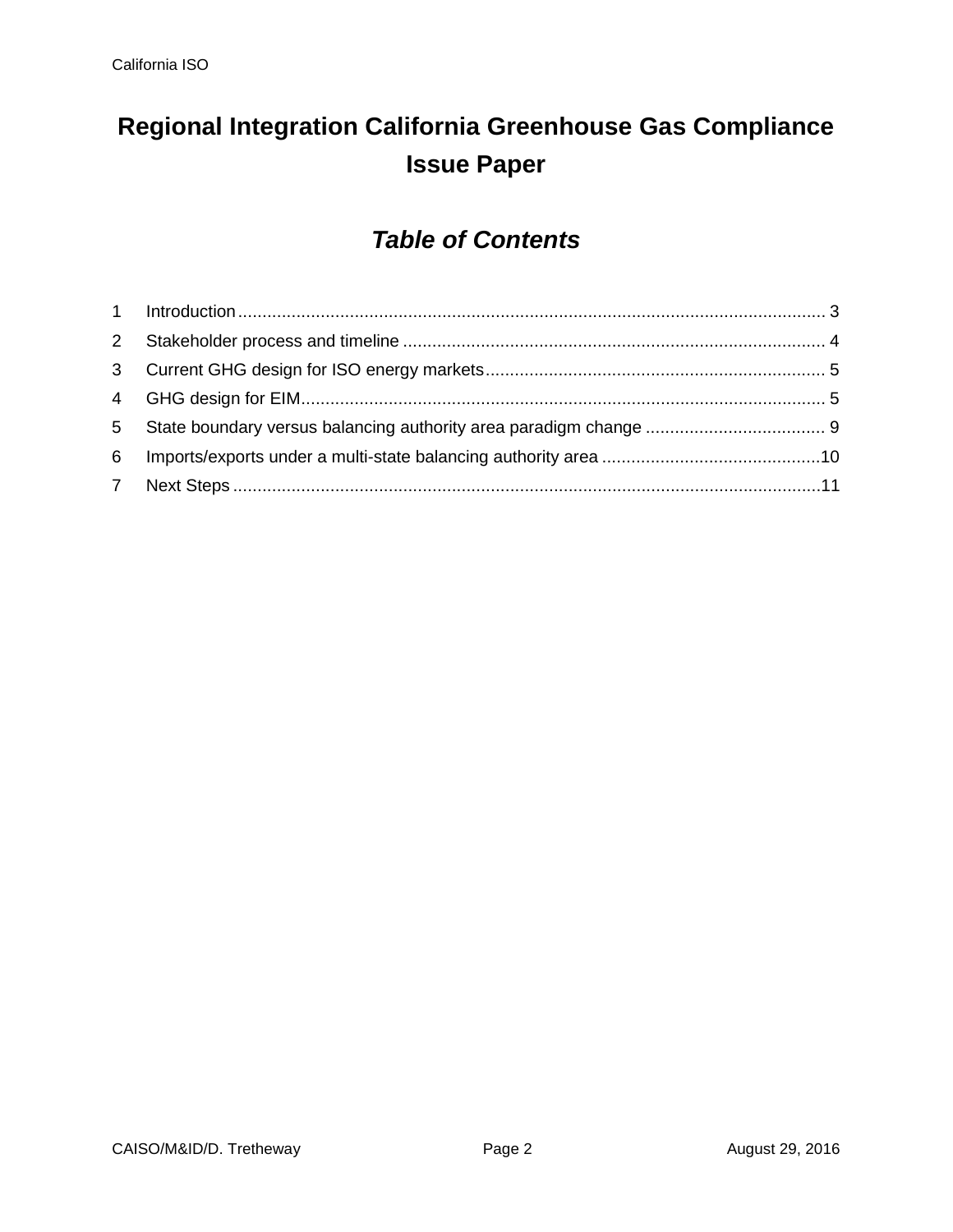# Regional Integration California Greenhouse Gas Compliance Issue Paper

## *Table of Contents*

1 Introduction ........................................................................................................................ 3
2 Stakeholder process and timeline ...................................................................................... 4
3 Current GHG design for ISO energy markets ..................................................................... 5
4 GHG design for EIM ........................................................................................................... 5
5 State boundary versus balancing authority area paradigm change ..................................... 9
6 Imports/exports under a multi-state balancing authority area ............................................10
7 Next Steps .........................................................................................................................11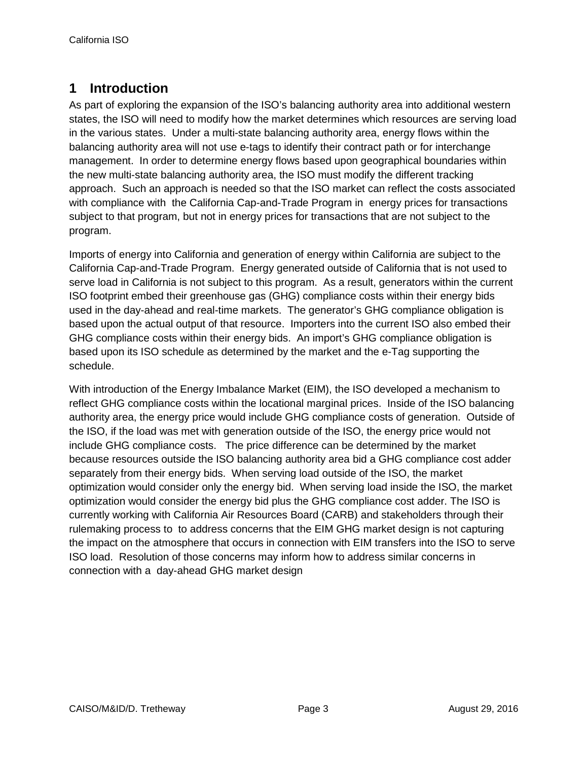# 1 Introduction

As part of exploring the expansion of the ISO's balancing authority area into additional western states, the ISO will need to modify how the market determines which resources are serving load in the various states. Under a multi-state balancing authority area, energy flows within the balancing authority area will not use e-tags to identify their contract path or for interchange management. In order to determine energy flows based upon geographical boundaries within the new multi-state balancing authority area, the ISO must modify the different tracking approach. Such an approach is needed so that the ISO market can reflect the costs associated with compliance with the California Cap-and-Trade Program in energy prices for transactions subject to that program, but not in energy prices for transactions that are not subject to the program.

Imports of energy into California and generation of energy within California are subject to the California Cap-and-Trade Program. Energy generated outside of California that is not used to serve load in California is not subject to this program. As a result, generators within the current ISO footprint embed their greenhouse gas (GHG) compliance costs within their energy bids used in the day-ahead and real-time markets. The generator's GHG compliance obligation is based upon the actual output of that resource. Importers into the current ISO also embed their GHG compliance costs within their energy bids. An import's GHG compliance obligation is based upon its ISO schedule as determined by the market and the e-Tag supporting the schedule.

With introduction of the Energy Imbalance Market (EIM), the ISO developed a mechanism to reflect GHG compliance costs within the locational marginal prices. Inside of the ISO balancing authority area, the energy price would include GHG compliance costs of generation. Outside of the ISO, if the load was met with generation outside of the ISO, the energy price would not include GHG compliance costs. The price difference can be determined by the market because resources outside the ISO balancing authority area bid a GHG compliance cost adder separately from their energy bids. When serving load outside of the ISO, the market optimization would consider only the energy bid. When serving load inside the ISO, the market optimization would consider the energy bid plus the GHG compliance cost adder. The ISO is currently working with California Air Resources Board (CARB) and stakeholders through their rulemaking process to to address concerns that the EIM GHG market design is not capturing the impact on the atmosphere that occurs in connection with EIM transfers into the ISO to serve ISO load. Resolution of those concerns may inform how to address similar concerns in connection with a day-ahead GHG market design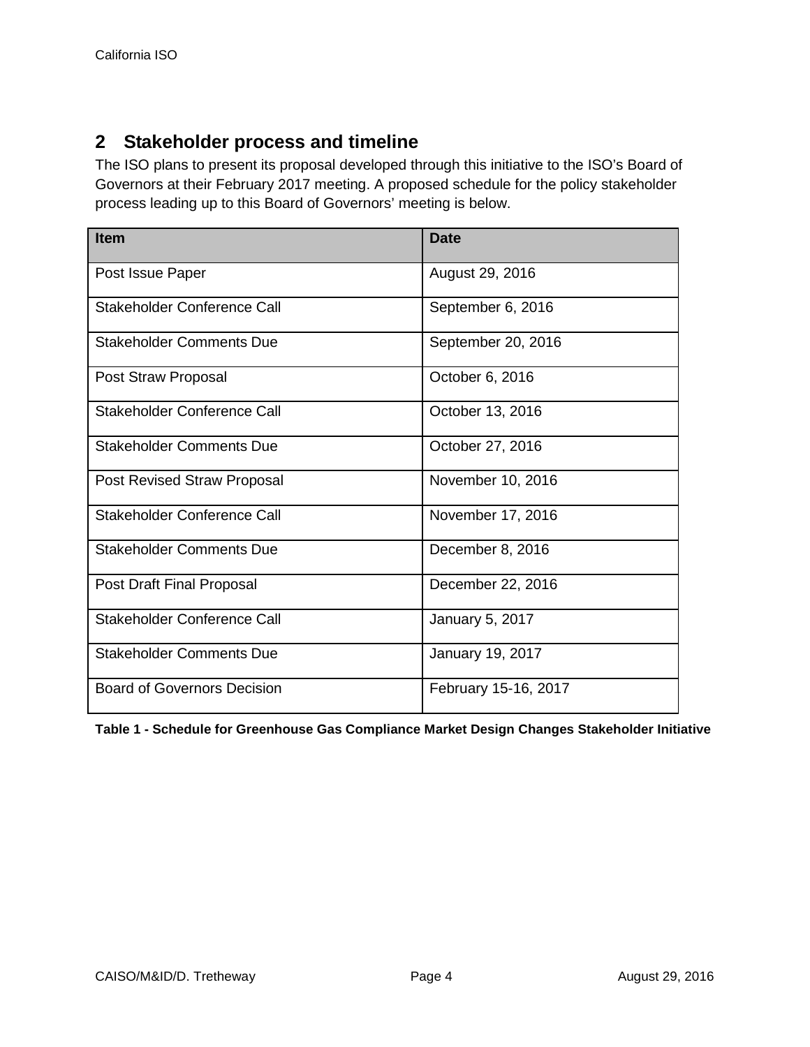## 2 Stakeholder process and timeline

The ISO plans to present its proposal developed through this initiative to the ISO's Board of Governors at their February 2017 meeting. A proposed schedule for the policy stakeholder process leading up to this Board of Governors' meeting is below.

| Item | Date |
| --- | --- |
| Post Issue Paper | August 29, 2016 |
| Stakeholder Conference Call | September 6, 2016 |
| Stakeholder Comments Due | September 20, 2016 |
| Post Straw Proposal | October 6, 2016 |
| Stakeholder Conference Call | October 13, 2016 |
| Stakeholder Comments Due | October 27, 2016 |
| Post Revised Straw Proposal | November 10, 2016 |
| Stakeholder Conference Call | November 17, 2016 |
| Stakeholder Comments Due | December 8, 2016 |
| Post Draft Final Proposal | December 22, 2016 |
| Stakeholder Conference Call | January 5, 2017 |
| Stakeholder Comments Due | January 19, 2017 |
| Board of Governors Decision | February 15-16, 2017 |

**Table 1 - Schedule for Greenhouse Gas Compliance Market Design Changes Stakeholder Initiative**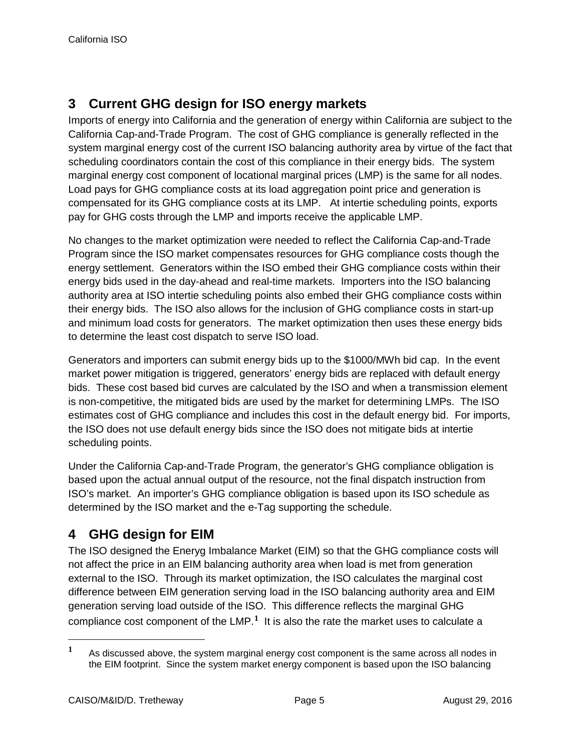## 3 Current GHG design for ISO energy markets

Imports of energy into California and the generation of energy within California are subject to the California Cap-and-Trade Program. The cost of GHG compliance is generally reflected in the system marginal energy cost of the current ISO balancing authority area by virtue of the fact that scheduling coordinators contain the cost of this compliance in their energy bids. The system marginal energy cost component of locational marginal prices (LMP) is the same for all nodes. Load pays for GHG compliance costs at its load aggregation point price and generation is compensated for its GHG compliance costs at its LMP. At intertie scheduling points, exports pay for GHG costs through the LMP and imports receive the applicable LMP.

No changes to the market optimization were needed to reflect the California Cap-and-Trade Program since the ISO market compensates resources for GHG compliance costs though the energy settlement. Generators within the ISO embed their GHG compliance costs within their energy bids used in the day-ahead and real-time markets. Importers into the ISO balancing authority area at ISO intertie scheduling points also embed their GHG compliance costs within their energy bids. The ISO also allows for the inclusion of GHG compliance costs in start-up and minimum load costs for generators. The market optimization then uses these energy bids to determine the least cost dispatch to serve ISO load.

Generators and importers can submit energy bids up to the $1000/MWh bid cap. In the event market power mitigation is triggered, generators' energy bids are replaced with default energy bids. These cost based bid curves are calculated by the ISO and when a transmission element is non-competitive, the mitigated bids are used by the market for determining LMPs. The ISO estimates cost of GHG compliance and includes this cost in the default energy bid. For imports, the ISO does not use default energy bids since the ISO does not mitigate bids at intertie scheduling points.

Under the California Cap-and-Trade Program, the generator's GHG compliance obligation is based upon the actual annual output of the resource, not the final dispatch instruction from ISO's market. An importer's GHG compliance obligation is based upon its ISO schedule as determined by the ISO market and the e-Tag supporting the schedule.

## 4 GHG design for EIM

The ISO designed the Eneryg Imbalance Market (EIM) so that the GHG compliance costs will not affect the price in an EIM balancing authority area when load is met from generation external to the ISO. Through its market optimization, the ISO calculates the marginal cost difference between EIM generation serving load in the ISO balancing authority area and EIM generation serving load outside of the ISO. This difference reflects the marginal GHG compliance cost component of the LMP.[1] It is also the rate the market uses to calculate a

[1] As discussed above, the system marginal energy cost component is the same across all nodes in the EIM footprint. Since the system market energy component is based upon the ISO balancing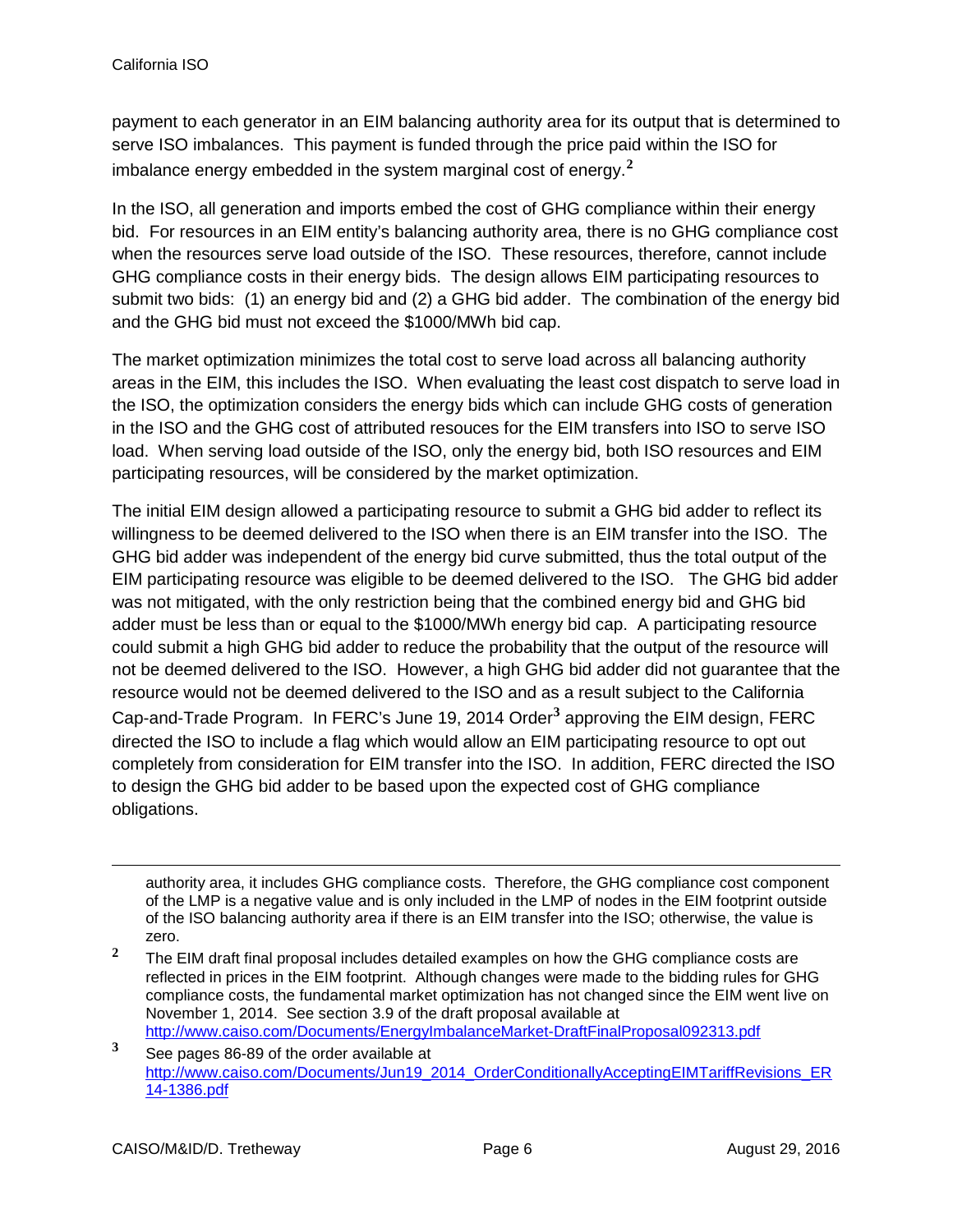payment to each generator in an EIM balancing authority area for its output that is determined to serve ISO imbalances. This payment is funded through the price paid within the ISO for imbalance energy embedded in the system marginal cost of energy.[2]

In the ISO, all generation and imports embed the cost of GHG compliance within their energy bid. For resources in an EIM entity's balancing authority area, there is no GHG compliance cost when the resources serve load outside of the ISO. These resources, therefore, cannot include GHG compliance costs in their energy bids. The design allows EIM participating resources to submit two bids: (1) an energy bid and (2) a GHG bid adder. The combination of the energy bid and the GHG bid must not exceed the $1000/MWh bid cap.

The market optimization minimizes the total cost to serve load across all balancing authority areas in the EIM, this includes the ISO. When evaluating the least cost dispatch to serve load in the ISO, the optimization considers the energy bids which can include GHG costs of generation in the ISO and the GHG cost of attributed resouces for the EIM transfers into ISO to serve ISO load. When serving load outside of the ISO, only the energy bid, both ISO resources and EIM participating resources, will be considered by the market optimization.

The initial EIM design allowed a participating resource to submit a GHG bid adder to reflect its willingness to be deemed delivered to the ISO when there is an EIM transfer into the ISO. The GHG bid adder was independent of the energy bid curve submitted, thus the total output of the EIM participating resource was eligible to be deemed delivered to the ISO. The GHG bid adder was not mitigated, with the only restriction being that the combined energy bid and GHG bid adder must be less than or equal to the $1000/MWh energy bid cap. A participating resource could submit a high GHG bid adder to reduce the probability that the output of the resource will not be deemed delivered to the ISO. However, a high GHG bid adder did not guarantee that the resource would not be deemed delivered to the ISO and as a result subject to the California Cap-and-Trade Program. In FERC's June 19, 2014 Order[3] approving the EIM design, FERC directed the ISO to include a flag which would allow an EIM participating resource to opt out completely from consideration for EIM transfer into the ISO. In addition, FERC directed the ISO to design the GHG bid adder to be based upon the expected cost of GHG compliance obligations.

---

authority area, it includes GHG compliance costs. Therefore, the GHG compliance cost component of the LMP is a negative value and is only included in the LMP of nodes in the EIM footprint outside of the ISO balancing authority area if there is an EIM transfer into the ISO; otherwise, the value is zero.

[2] The EIM draft final proposal includes detailed examples on how the GHG compliance costs are reflected in prices in the EIM footprint. Although changes were made to the bidding rules for GHG compliance costs, the fundamental market optimization has not changed since the EIM went live on November 1, 2014. See section 3.9 of the draft proposal available at http://www.caiso.com/Documents/EnergyImbalanceMarket-DraftFinalProposal092313.pdf

[3] See pages 86-89 of the order available at http://www.caiso.com/Documents/Jun19_2014_OrderConditionallyAcceptingEIMTariffRevisions_ER14-1386.pdf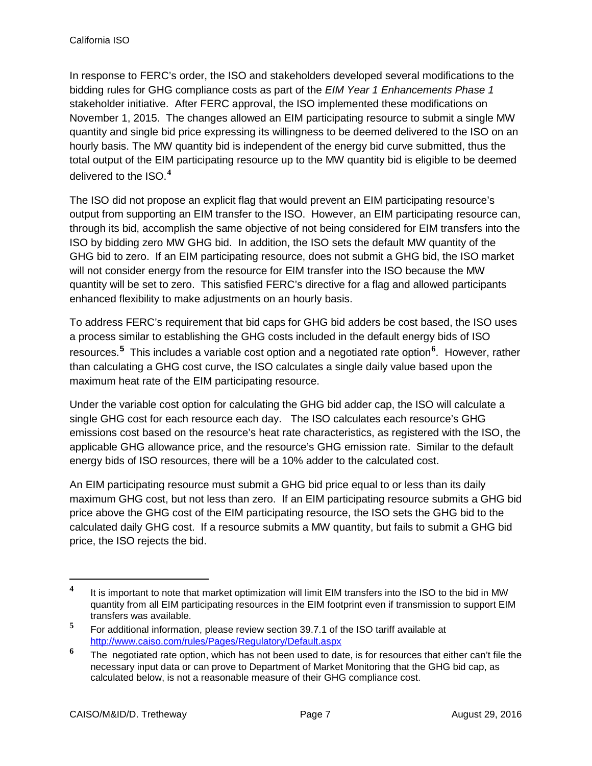In response to FERC's order, the ISO and stakeholders developed several modifications to the bidding rules for GHG compliance costs as part of the *EIM Year 1 Enhancements Phase 1* stakeholder initiative. After FERC approval, the ISO implemented these modifications on November 1, 2015. The changes allowed an EIM participating resource to submit a single MW quantity and single bid price expressing its willingness to be deemed delivered to the ISO on an hourly basis. The MW quantity bid is independent of the energy bid curve submitted, thus the total output of the EIM participating resource up to the MW quantity bid is eligible to be deemed delivered to the ISO.[4]

The ISO did not propose an explicit flag that would prevent an EIM participating resource's output from supporting an EIM transfer to the ISO. However, an EIM participating resource can, through its bid, accomplish the same objective of not being considered for EIM transfers into the ISO by bidding zero MW GHG bid. In addition, the ISO sets the default MW quantity of the GHG bid to zero. If an EIM participating resource, does not submit a GHG bid, the ISO market will not consider energy from the resource for EIM transfer into the ISO because the MW quantity will be set to zero. This satisfied FERC's directive for a flag and allowed participants enhanced flexibility to make adjustments on an hourly basis.

To address FERC's requirement that bid caps for GHG bid adders be cost based, the ISO uses a process similar to establishing the GHG costs included in the default energy bids of ISO resources.[5] This includes a variable cost option and a negotiated rate option[6]. However, rather than calculating a GHG cost curve, the ISO calculates a single daily value based upon the maximum heat rate of the EIM participating resource.

Under the variable cost option for calculating the GHG bid adder cap, the ISO will calculate a single GHG cost for each resource each day. The ISO calculates each resource's GHG emissions cost based on the resource's heat rate characteristics, as registered with the ISO, the applicable GHG allowance price, and the resource's GHG emission rate. Similar to the default energy bids of ISO resources, there will be a 10% adder to the calculated cost.

An EIM participating resource must submit a GHG bid price equal to or less than its daily maximum GHG cost, but not less than zero. If an EIM participating resource submits a GHG bid price above the GHG cost of the EIM participating resource, the ISO sets the GHG bid to the calculated daily GHG cost. If a resource submits a MW quantity, but fails to submit a GHG bid price, the ISO rejects the bid.

---

[4] It is important to note that market optimization will limit EIM transfers into the ISO to the bid in MW quantity from all EIM participating resources in the EIM footprint even if transmission to support EIM transfers was available.

[5] For additional information, please review section 39.7.1 of the ISO tariff available at http://www.caiso.com/rules/Pages/Regulatory/Default.aspx

[6] The negotiated rate option, which has not been used to date, is for resources that either can't file the necessary input data or can prove to Department of Market Monitoring that the GHG bid cap, as calculated below, is not a reasonable measure of their GHG compliance cost.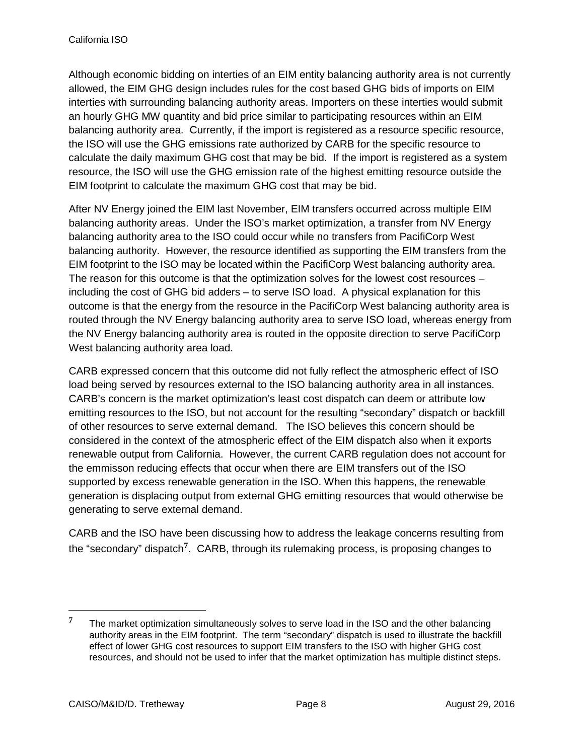Although economic bidding on interties of an EIM entity balancing authority area is not currently allowed, the EIM GHG design includes rules for the cost based GHG bids of imports on EIM interties with surrounding balancing authority areas. Importers on these interties would submit an hourly GHG MW quantity and bid price similar to participating resources within an EIM balancing authority area. Currently, if the import is registered as a resource specific resource, the ISO will use the GHG emissions rate authorized by CARB for the specific resource to calculate the daily maximum GHG cost that may be bid. If the import is registered as a system resource, the ISO will use the GHG emission rate of the highest emitting resource outside the EIM footprint to calculate the maximum GHG cost that may be bid.

After NV Energy joined the EIM last November, EIM transfers occurred across multiple EIM balancing authority areas. Under the ISO's market optimization, a transfer from NV Energy balancing authority area to the ISO could occur while no transfers from PacifiCorp West balancing authority. However, the resource identified as supporting the EIM transfers from the EIM footprint to the ISO may be located within the PacifiCorp West balancing authority area. The reason for this outcome is that the optimization solves for the lowest cost resources – including the cost of GHG bid adders – to serve ISO load. A physical explanation for this outcome is that the energy from the resource in the PacifiCorp West balancing authority area is routed through the NV Energy balancing authority area to serve ISO load, whereas energy from the NV Energy balancing authority area is routed in the opposite direction to serve PacifiCorp West balancing authority area load.

CARB expressed concern that this outcome did not fully reflect the atmospheric effect of ISO load being served by resources external to the ISO balancing authority area in all instances. CARB's concern is the market optimization's least cost dispatch can deem or attribute low emitting resources to the ISO, but not account for the resulting "secondary" dispatch or backfill of other resources to serve external demand. The ISO believes this concern should be considered in the context of the atmospheric effect of the EIM dispatch also when it exports renewable output from California. However, the current CARB regulation does not account for the emmisson reducing effects that occur when there are EIM transfers out of the ISO supported by excess renewable generation in the ISO. When this happens, the renewable generation is displacing output from external GHG emitting resources that would otherwise be generating to serve external demand.

CARB and the ISO have been discussing how to address the leakage concerns resulting from the "secondary" dispatch[7]. CARB, through its rulemaking process, is proposing changes to

[7] The market optimization simultaneously solves to serve load in the ISO and the other balancing authority areas in the EIM footprint. The term "secondary" dispatch is used to illustrate the backfill effect of lower GHG cost resources to support EIM transfers to the ISO with higher GHG cost resources, and should not be used to infer that the market optimization has multiple distinct steps.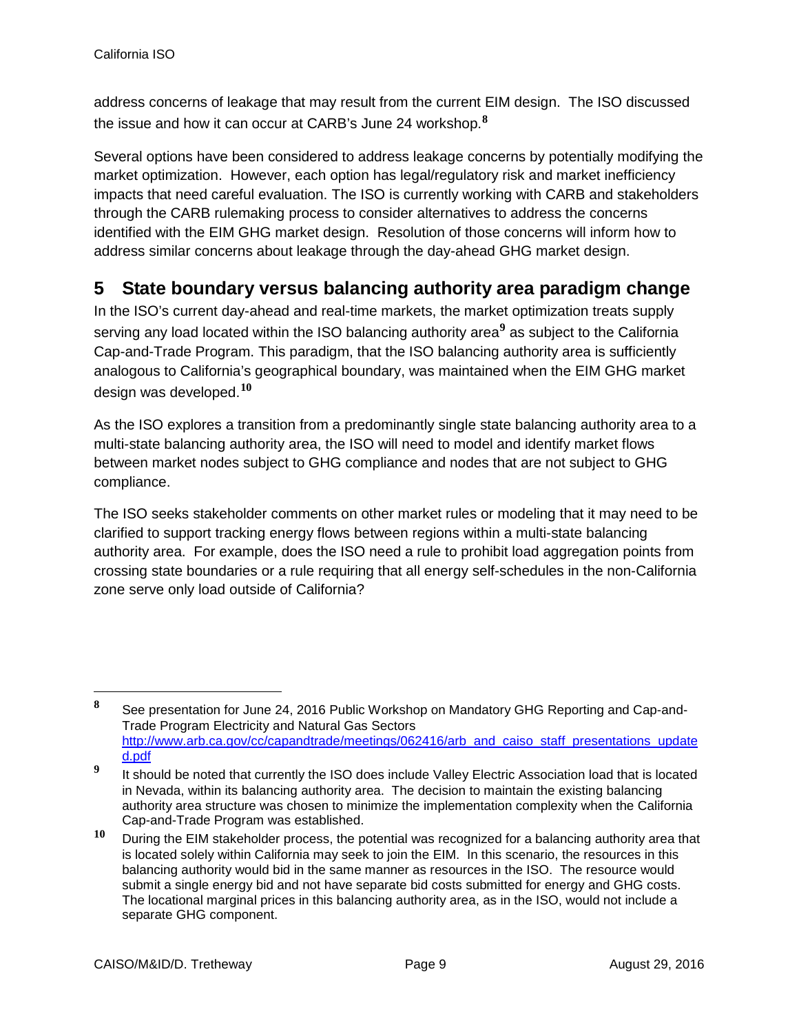address concerns of leakage that may result from the current EIM design. The ISO discussed the issue and how it can occur at CARB's June 24 workshop.[8]

Several options have been considered to address leakage concerns by potentially modifying the market optimization. However, each option has legal/regulatory risk and market inefficiency impacts that need careful evaluation. The ISO is currently working with CARB and stakeholders through the CARB rulemaking process to consider alternatives to address the concerns identified with the EIM GHG market design. Resolution of those concerns will inform how to address similar concerns about leakage through the day-ahead GHG market design.

# 5 State boundary versus balancing authority area paradigm change

In the ISO's current day-ahead and real-time markets, the market optimization treats supply serving any load located within the ISO balancing authority area[9] as subject to the California Cap-and-Trade Program. This paradigm, that the ISO balancing authority area is sufficiently analogous to California's geographical boundary, was maintained when the EIM GHG market design was developed.[10]

As the ISO explores a transition from a predominantly single state balancing authority area to a multi-state balancing authority area, the ISO will need to model and identify market flows between market nodes subject to GHG compliance and nodes that are not subject to GHG compliance.

The ISO seeks stakeholder comments on other market rules or modeling that it may need to be clarified to support tracking energy flows between regions within a multi-state balancing authority area. For example, does the ISO need a rule to prohibit load aggregation points from crossing state boundaries or a rule requiring that all energy self-schedules in the non-California zone serve only load outside of California?

---

[8] See presentation for June 24, 2016 Public Workshop on Mandatory GHG Reporting and Cap-and-Trade Program Electricity and Natural Gas Sectors http://www.arb.ca.gov/cc/capandtrade/meetings/062416/arb_and_caiso_staff_presentations_updated.pdf

[9] It should be noted that currently the ISO does include Valley Electric Association load that is located in Nevada, within its balancing authority area. The decision to maintain the existing balancing authority area structure was chosen to minimize the implementation complexity when the California Cap-and-Trade Program was established.

[10] During the EIM stakeholder process, the potential was recognized for a balancing authority area that is located solely within California may seek to join the EIM. In this scenario, the resources in this balancing authority would bid in the same manner as resources in the ISO. The resource would submit a single energy bid and not have separate bid costs submitted for energy and GHG costs. The locational marginal prices in this balancing authority area, as in the ISO, would not include a separate GHG component.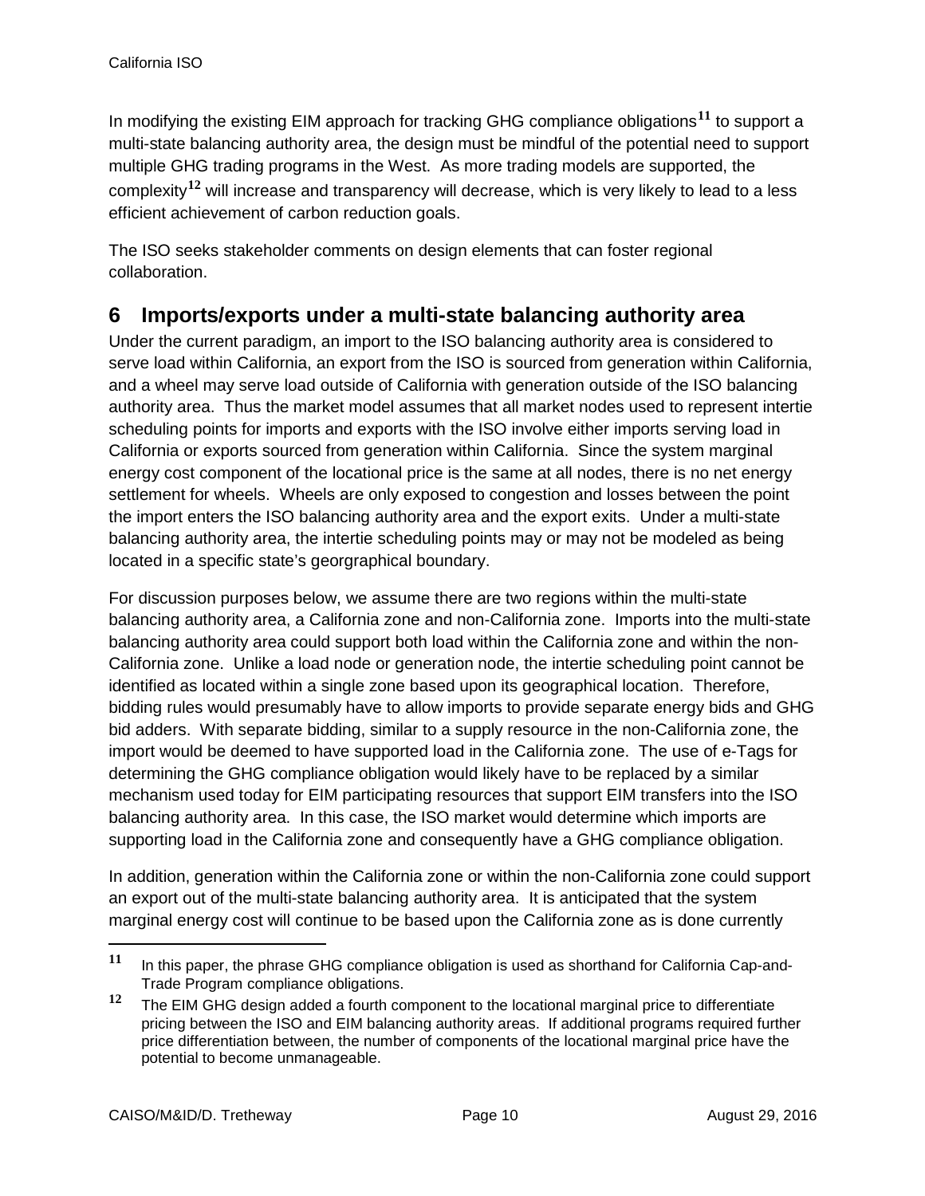In modifying the existing EIM approach for tracking GHG compliance obligations[11] to support a multi-state balancing authority area, the design must be mindful of the potential need to support multiple GHG trading programs in the West. As more trading models are supported, the complexity[12] will increase and transparency will decrease, which is very likely to lead to a less efficient achievement of carbon reduction goals.

The ISO seeks stakeholder comments on design elements that can foster regional collaboration.

## 6 Imports/exports under a multi-state balancing authority area

Under the current paradigm, an import to the ISO balancing authority area is considered to serve load within California, an export from the ISO is sourced from generation within California, and a wheel may serve load outside of California with generation outside of the ISO balancing authority area. Thus the market model assumes that all market nodes used to represent intertie scheduling points for imports and exports with the ISO involve either imports serving load in California or exports sourced from generation within California. Since the system marginal energy cost component of the locational price is the same at all nodes, there is no net energy settlement for wheels. Wheels are only exposed to congestion and losses between the point the import enters the ISO balancing authority area and the export exits. Under a multi-state balancing authority area, the intertie scheduling points may or may not be modeled as being located in a specific state's georgraphical boundary.

For discussion purposes below, we assume there are two regions within the multi-state balancing authority area, a California zone and non-California zone. Imports into the multi-state balancing authority area could support both load within the California zone and within the non-California zone. Unlike a load node or generation node, the intertie scheduling point cannot be identified as located within a single zone based upon its geographical location. Therefore, bidding rules would presumably have to allow imports to provide separate energy bids and GHG bid adders. With separate bidding, similar to a supply resource in the non-California zone, the import would be deemed to have supported load in the California zone. The use of e-Tags for determining the GHG compliance obligation would likely have to be replaced by a similar mechanism used today for EIM participating resources that support EIM transfers into the ISO balancing authority area. In this case, the ISO market would determine which imports are supporting load in the California zone and consequently have a GHG compliance obligation.

In addition, generation within the California zone or within the non-California zone could support an export out of the multi-state balancing authority area. It is anticipated that the system marginal energy cost will continue to be based upon the California zone as is done currently

---

[11] In this paper, the phrase GHG compliance obligation is used as shorthand for California Cap-and-Trade Program compliance obligations.

[12] The EIM GHG design added a fourth component to the locational marginal price to differentiate pricing between the ISO and EIM balancing authority areas. If additional programs required further price differentiation between, the number of components of the locational marginal price have the potential to become unmanageable.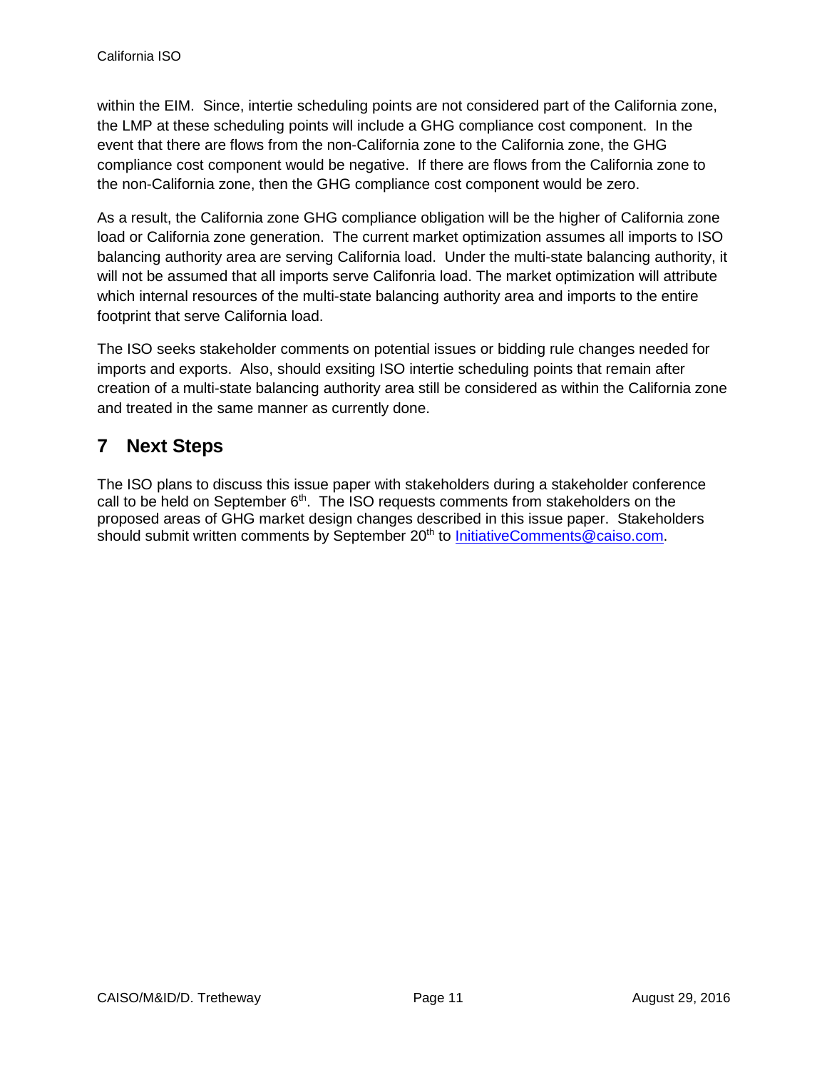within the EIM. Since, intertie scheduling points are not considered part of the California zone, the LMP at these scheduling points will include a GHG compliance cost component. In the event that there are flows from the non-California zone to the California zone, the GHG compliance cost component would be negative. If there are flows from the California zone to the non-California zone, then the GHG compliance cost component would be zero.

As a result, the California zone GHG compliance obligation will be the higher of California zone load or California zone generation. The current market optimization assumes all imports to ISO balancing authority area are serving California load. Under the multi-state balancing authority, it will not be assumed that all imports serve Califonria load. The market optimization will attribute which internal resources of the multi-state balancing authority area and imports to the entire footprint that serve California load.

The ISO seeks stakeholder comments on potential issues or bidding rule changes needed for imports and exports. Also, should exsiting ISO intertie scheduling points that remain after creation of a multi-state balancing authority area still be considered as within the California zone and treated in the same manner as currently done.

## 7 Next Steps

The ISO plans to discuss this issue paper with stakeholders during a stakeholder conference call to be held on September 6th. The ISO requests comments from stakeholders on the proposed areas of GHG market design changes described in this issue paper. Stakeholders should submit written comments by September 20th to InitiativeComments@caiso.com.